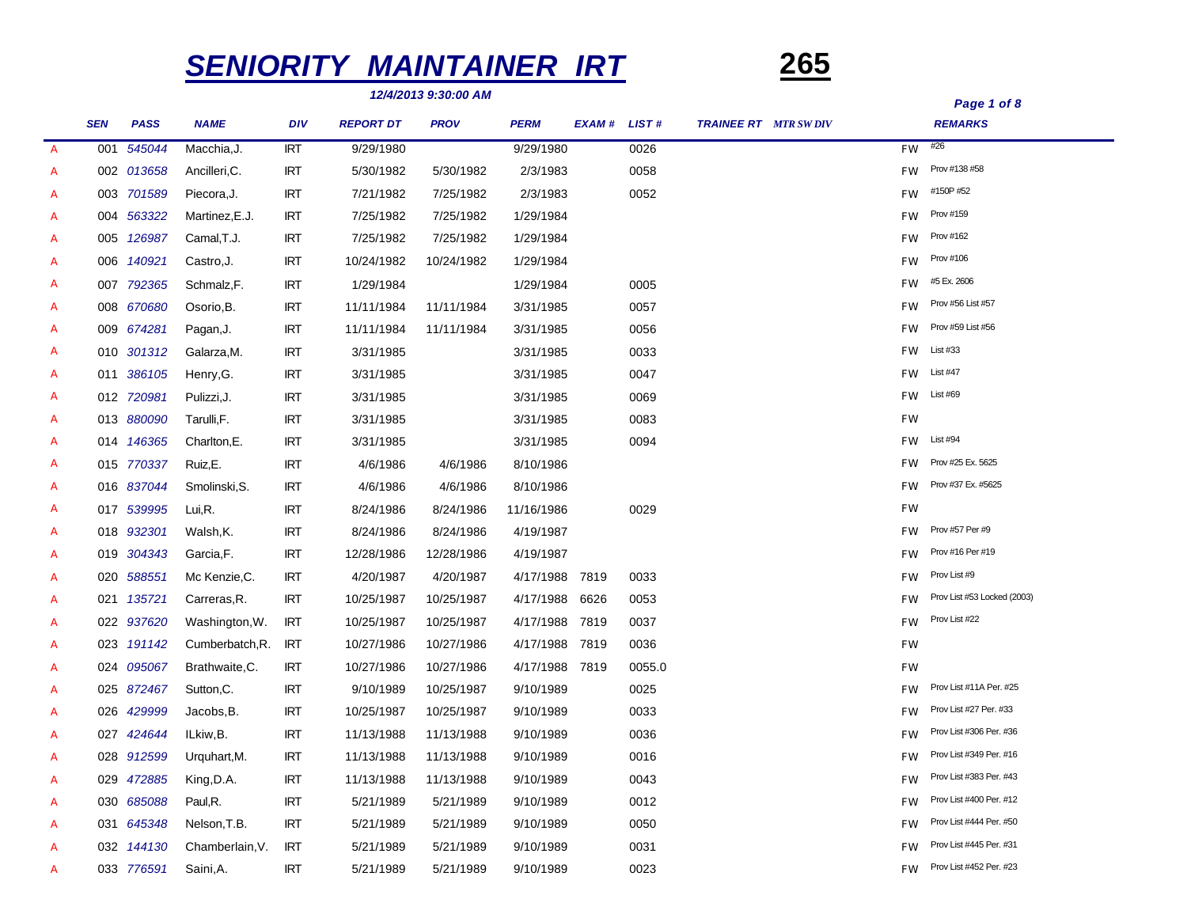# SENIORITY MAINTAINER IRT

**265**

*12/4/2013 9:30:00 AM*

| | SEN | PASS | NAME | DIV | REPORT DT | PROV | PERM | EXAM # | LIST # | TRAINEE RT | MTR SW DIV | | REMARKS |
|---|---|---|---|---|---|---|---|---|---|---|---|---|---|
| A | 001 | 545044 | Macchia,J. | IRT | 9/29/1980 | | 9/29/1980 | | 0026 | | | FW | #26 |
| A | 002 | 013658 | Ancilleri,C. | IRT | 5/30/1982 | 5/30/1982 | 2/3/1983 | | 0058 | | | FW | Prov #138 #58 |
| A | 003 | 701589 | Piecora,J. | IRT | 7/21/1982 | 7/25/1982 | 2/3/1983 | | 0052 | | | FW | #150P #52 |
| A | 004 | 563322 | Martinez,E.J. | IRT | 7/25/1982 | 7/25/1982 | 1/29/1984 | | | | | FW | Prov #159 |
| A | 005 | 126987 | Camal,T.J. | IRT | 7/25/1982 | 7/25/1982 | 1/29/1984 | | | | | FW | Prov #162 |
| A | 006 | 140921 | Castro,J. | IRT | 10/24/1982 | 10/24/1982 | 1/29/1984 | | | | | FW | Prov #106 |
| A | 007 | 792365 | Schmalz,F. | IRT | 1/29/1984 | | 1/29/1984 | | 0005 | | | FW | #5 Ex. 2606 |
| A | 008 | 670680 | Osorio,B. | IRT | 11/11/1984 | 11/11/1984 | 3/31/1985 | | 0057 | | | FW | Prov #56 List #57 |
| A | 009 | 674281 | Pagan,J. | IRT | 11/11/1984 | 11/11/1984 | 3/31/1985 | | 0056 | | | FW | Prov #59 List #56 |
| A | 010 | 301312 | Galarza,M. | IRT | 3/31/1985 | | 3/31/1985 | | 0033 | | | FW | List #33 |
| A | 011 | 386105 | Henry,G. | IRT | 3/31/1985 | | 3/31/1985 | | 0047 | | | FW | List #47 |
| A | 012 | 720981 | Pulizzi,J. | IRT | 3/31/1985 | | 3/31/1985 | | 0069 | | | FW | List #69 |
| A | 013 | 880090 | Tarulli,F. | IRT | 3/31/1985 | | 3/31/1985 | | 0083 | | | FW | |
| A | 014 | 146365 | Charlton,E. | IRT | 3/31/1985 | | 3/31/1985 | | 0094 | | | FW | List #94 |
| A | 015 | 770337 | Ruiz,E. | IRT | 4/6/1986 | 4/6/1986 | 8/10/1986 | | | | | FW | Prov #25 Ex. 5625 |
| A | 016 | 837044 | Smolinski,S. | IRT | 4/6/1986 | 4/6/1986 | 8/10/1986 | | | | | FW | Prov #37 Ex. #5625 |
| A | 017 | 539995 | Lui,R. | IRT | 8/24/1986 | 8/24/1986 | 11/16/1986 | | 0029 | | | FW | |
| A | 018 | 932301 | Walsh,K. | IRT | 8/24/1986 | 8/24/1986 | 4/19/1987 | | | | | FW | Prov #57 Per #9 |
| A | 019 | 304343 | Garcia,F. | IRT | 12/28/1986 | 12/28/1986 | 4/19/1987 | | | | | FW | Prov #16 Per #19 |
| A | 020 | 588551 | Mc Kenzie,C. | IRT | 4/20/1987 | 4/20/1987 | 4/17/1988 | 7819 | 0033 | | | FW | Prov List #9 |
| A | 021 | 135721 | Carreras,R. | IRT | 10/25/1987 | 10/25/1987 | 4/17/1988 | 6626 | 0053 | | | FW | Prov List #53 Locked (2003) |
| A | 022 | 937620 | Washington,W. | IRT | 10/25/1987 | 10/25/1987 | 4/17/1988 | 7819 | 0037 | | | FW | Prov List #22 |
| A | 023 | 191142 | Cumberbatch,R. | IRT | 10/27/1986 | 10/27/1986 | 4/17/1988 | 7819 | 0036 | | | FW | |
| A | 024 | 095067 | Brathwaite,C. | IRT | 10/27/1986 | 10/27/1986 | 4/17/1988 | 7819 | 0055.0 | | | FW | |
| A | 025 | 872467 | Sutton,C. | IRT | 9/10/1989 | 10/25/1987 | 9/10/1989 | | 0025 | | | FW | Prov List #11A Per. #25 |
| A | 026 | 429999 | Jacobs,B. | IRT | 10/25/1987 | 10/25/1987 | 9/10/1989 | | 0033 | | | FW | Prov List #27 Per. #33 |
| A | 027 | 424644 | ILkiw,B. | IRT | 11/13/1988 | 11/13/1988 | 9/10/1989 | | 0036 | | | FW | Prov List #306 Per. #36 |
| A | 028 | 912599 | Urquhart,M. | IRT | 11/13/1988 | 11/13/1988 | 9/10/1989 | | 0016 | | | FW | Prov List #349 Per. #16 |
| A | 029 | 472885 | King,D.A. | IRT | 11/13/1988 | 11/13/1988 | 9/10/1989 | | 0043 | | | FW | Prov List #383 Per. #43 |
| A | 030 | 685088 | Paul,R. | IRT | 5/21/1989 | 5/21/1989 | 9/10/1989 | | 0012 | | | FW | Prov List #400 Per. #12 |
| A | 031 | 645348 | Nelson,T.B. | IRT | 5/21/1989 | 5/21/1989 | 9/10/1989 | | 0050 | | | FW | Prov List #444 Per. #50 |
| A | 032 | 144130 | Chamberlain,V. | IRT | 5/21/1989 | 5/21/1989 | 9/10/1989 | | 0031 | | | FW | Prov List #445 Per. #31 |
| A | 033 | 776591 | Saini,A. | IRT | 5/21/1989 | 5/21/1989 | 9/10/1989 | | 0023 | | | FW | Prov List #452 Per. #23 |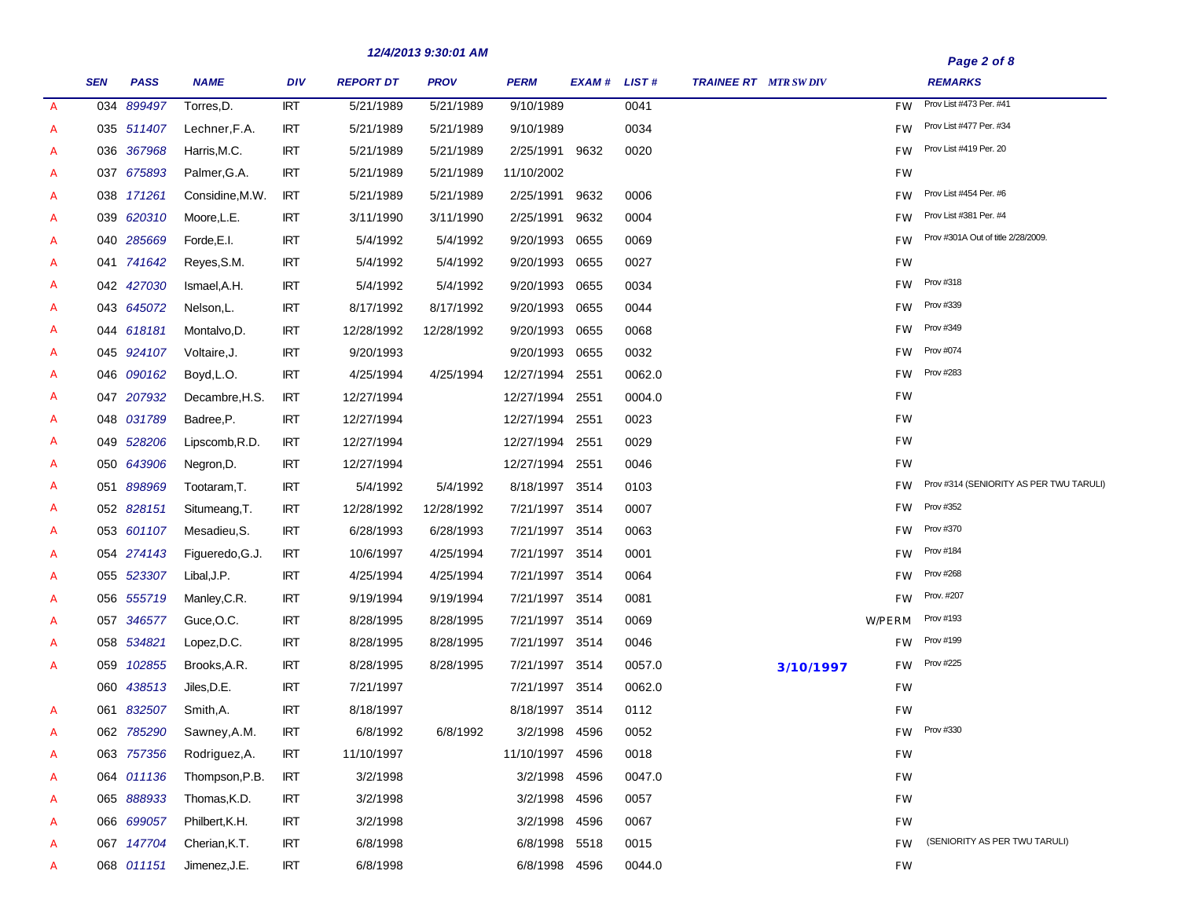12/4/2013 9:30:01 AM

| | SEN | PASS | NAME | DIV | REPORT DT | PROV | PERM | EXAM # | LIST # | TRAINEE RT | MTR SW DIV | | REMARKS |
|---|---|---|---|---|---|---|---|---|---|---|---|---|---|
| A | 034 | 899497 | Torres,D. | IRT | 5/21/1989 | 5/21/1989 | 9/10/1989 | | 0041 | | | FW | Prov List #473 Per. #41 |
| A | 035 | 511407 | Lechner,F.A. | IRT | 5/21/1989 | 5/21/1989 | 9/10/1989 | | 0034 | | | FW | Prov List #477 Per. #34 |
| A | 036 | 367968 | Harris,M.C. | IRT | 5/21/1989 | 5/21/1989 | 2/25/1991 | 9632 | 0020 | | | FW | Prov List #419 Per. 20 |
| A | 037 | 675893 | Palmer,G.A. | IRT | 5/21/1989 | 5/21/1989 | 11/10/2002 | | | | | FW | |
| A | 038 | 171261 | Considine,M.W. | IRT | 5/21/1989 | 5/21/1989 | 2/25/1991 | 9632 | 0006 | | | FW | Prov List #454 Per. #6 |
| A | 039 | 620310 | Moore,L.E. | IRT | 3/11/1990 | 3/11/1990 | 2/25/1991 | 9632 | 0004 | | | FW | Prov List #381 Per. #4 |
| A | 040 | 285669 | Forde,E.I. | IRT | 5/4/1992 | 5/4/1992 | 9/20/1993 | 0655 | 0069 | | | FW | Prov #301A Out of title 2/28/2009. |
| A | 041 | 741642 | Reyes,S.M. | IRT | 5/4/1992 | 5/4/1992 | 9/20/1993 | 0655 | 0027 | | | FW | |
| A | 042 | 427030 | Ismael,A.H. | IRT | 5/4/1992 | 5/4/1992 | 9/20/1993 | 0655 | 0034 | | | FW | Prov #318 |
| A | 043 | 645072 | Nelson,L. | IRT | 8/17/1992 | 8/17/1992 | 9/20/1993 | 0655 | 0044 | | | FW | Prov #339 |
| A | 044 | 618181 | Montalvo,D. | IRT | 12/28/1992 | 12/28/1992 | 9/20/1993 | 0655 | 0068 | | | FW | Prov #349 |
| A | 045 | 924107 | Voltaire,J. | IRT | 9/20/1993 | | 9/20/1993 | 0655 | 0032 | | | FW | Prov #074 |
| A | 046 | 090162 | Boyd,L.O. | IRT | 4/25/1994 | 4/25/1994 | 12/27/1994 | 2551 | 0062.0 | | | FW | Prov #283 |
| A | 047 | 207932 | Decambre,H.S. | IRT | 12/27/1994 | | 12/27/1994 | 2551 | 0004.0 | | | FW | |
| A | 048 | 031789 | Badree,P. | IRT | 12/27/1994 | | 12/27/1994 | 2551 | 0023 | | | FW | |
| A | 049 | 528206 | Lipscomb,R.D. | IRT | 12/27/1994 | | 12/27/1994 | 2551 | 0029 | | | FW | |
| A | 050 | 643906 | Negron,D. | IRT | 12/27/1994 | | 12/27/1994 | 2551 | 0046 | | | FW | |
| A | 051 | 898969 | Tootaram,T. | IRT | 5/4/1992 | 5/4/1992 | 8/18/1997 | 3514 | 0103 | | | FW | Prov #314 (SENIORITY AS PER TWU TARULI) |
| A | 052 | 828151 | Situmeang,T. | IRT | 12/28/1992 | 12/28/1992 | 7/21/1997 | 3514 | 0007 | | | FW | Prov #352 |
| A | 053 | 601107 | Mesadieu,S. | IRT | 6/28/1993 | 6/28/1993 | 7/21/1997 | 3514 | 0063 | | | FW | Prov #370 |
| A | 054 | 274143 | Figueredo,G.J. | IRT | 10/6/1997 | 4/25/1994 | 7/21/1997 | 3514 | 0001 | | | FW | Prov #184 |
| A | 055 | 523307 | Libal,J.P. | IRT | 4/25/1994 | 4/25/1994 | 7/21/1997 | 3514 | 0064 | | | FW | Prov #268 |
| A | 056 | 555719 | Manley,C.R. | IRT | 9/19/1994 | 9/19/1994 | 7/21/1997 | 3514 | 0081 | | | FW | Prov. #207 |
| A | 057 | 346577 | Guce,O.C. | IRT | 8/28/1995 | 8/28/1995 | 7/21/1997 | 3514 | 0069 | | | W/PERM | Prov #193 |
| A | 058 | 534821 | Lopez,D.C. | IRT | 8/28/1995 | 8/28/1995 | 7/21/1997 | 3514 | 0046 | | | FW | Prov #199 |
| A | 059 | 102855 | Brooks,A.R. | IRT | 8/28/1995 | 8/28/1995 | 7/21/1997 | 3514 | 0057.0 | | 3/10/1997 | FW | Prov #225 |
| | 060 | 438513 | Jiles,D.E. | IRT | 7/21/1997 | | 7/21/1997 | 3514 | 0062.0 | | | FW | |
| A | 061 | 832507 | Smith,A. | IRT | 8/18/1997 | | 8/18/1997 | 3514 | 0112 | | | FW | |
| A | 062 | 785290 | Sawney,A.M. | IRT | 6/8/1992 | 6/8/1992 | 3/2/1998 | 4596 | 0052 | | | FW | Prov #330 |
| A | 063 | 757356 | Rodriguez,A. | IRT | 11/10/1997 | | 11/10/1997 | 4596 | 0018 | | | FW | |
| A | 064 | 011136 | Thompson,P.B. | IRT | 3/2/1998 | | 3/2/1998 | 4596 | 0047.0 | | | FW | |
| A | 065 | 888933 | Thomas,K.D. | IRT | 3/2/1998 | | 3/2/1998 | 4596 | 0057 | | | FW | |
| A | 066 | 699057 | Philbert,K.H. | IRT | 3/2/1998 | | 3/2/1998 | 4596 | 0067 | | | FW | |
| A | 067 | 147704 | Cherian,K.T. | IRT | 6/8/1998 | | 6/8/1998 | 5518 | 0015 | | | FW | (SENIORITY AS PER TWU TARULI) |
| A | 068 | 011151 | Jimenez,J.E. | IRT | 6/8/1998 | | 6/8/1998 | 4596 | 0044.0 | | | FW | |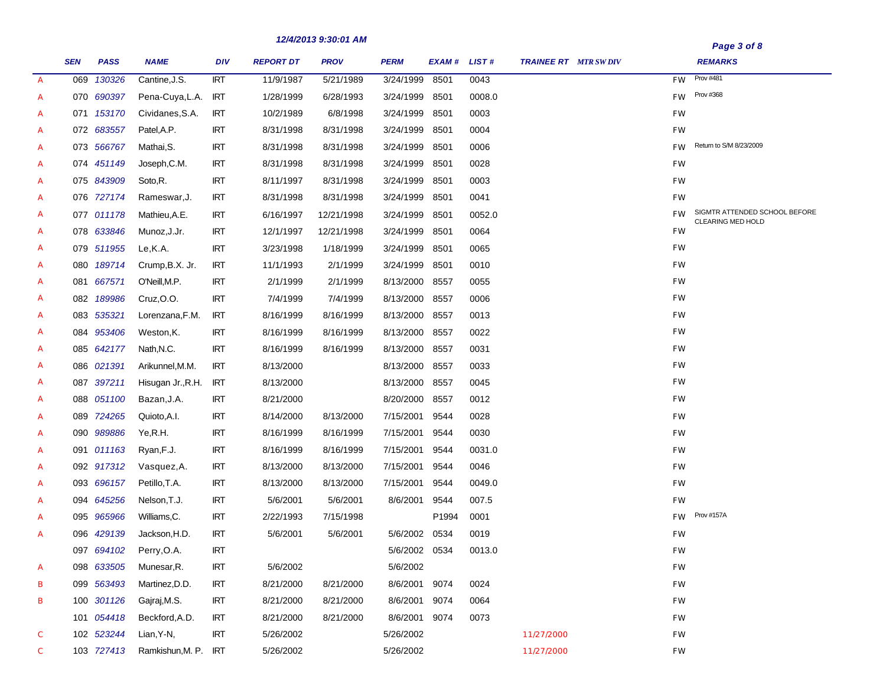12/4/2013 9:30:01 AM

| | SEN | PASS | NAME | DIV | REPORT DT | PROV | PERM | EXAM # | LIST # | TRAINEE RT | MTR SW DIV | | REMARKS |
|---|---|---|---|---|---|---|---|---|---|---|---|---|---|
| A | 069 | 130326 | Cantine,J.S. | IRT | 11/9/1987 | 5/21/1989 | 3/24/1999 | 8501 | 0043 | | | FW | Prov #481 |
| A | 070 | 690397 | Pena-Cuya,L.A. | IRT | 1/28/1999 | 6/28/1993 | 3/24/1999 | 8501 | 0008.0 | | | FW | Prov #368 |
| A | 071 | 153170 | Cividanes,S.A. | IRT | 10/2/1989 | 6/8/1998 | 3/24/1999 | 8501 | 0003 | | | FW | |
| A | 072 | 683557 | Patel,A.P. | IRT | 8/31/1998 | 8/31/1998 | 3/24/1999 | 8501 | 0004 | | | FW | |
| A | 073 | 566767 | Mathai,S. | IRT | 8/31/1998 | 8/31/1998 | 3/24/1999 | 8501 | 0006 | | | FW | Return to S/M 8/23/2009 |
| A | 074 | 451149 | Joseph,C.M. | IRT | 8/31/1998 | 8/31/1998 | 3/24/1999 | 8501 | 0028 | | | FW | |
| A | 075 | 843909 | Soto,R. | IRT | 8/11/1997 | 8/31/1998 | 3/24/1999 | 8501 | 0003 | | | FW | |
| A | 076 | 727174 | Rameswar,J. | IRT | 8/31/1998 | 8/31/1998 | 3/24/1999 | 8501 | 0041 | | | FW | |
| A | 077 | 011178 | Mathieu,A.E. | IRT | 6/16/1997 | 12/21/1998 | 3/24/1999 | 8501 | 0052.0 | | | FW | SIGMTR ATTENDED SCHOOL BEFORE CLEARING MED HOLD |
| A | 078 | 633846 | Munoz,J.Jr. | IRT | 12/1/1997 | 12/21/1998 | 3/24/1999 | 8501 | 0064 | | | FW | |
| A | 079 | 511955 | Le,K.A. | IRT | 3/23/1998 | 1/18/1999 | 3/24/1999 | 8501 | 0065 | | | FW | |
| A | 080 | 189714 | Crump,B.X. Jr. | IRT | 11/1/1993 | 2/1/1999 | 3/24/1999 | 8501 | 0010 | | | FW | |
| A | 081 | 667571 | O'Neill,M.P. | IRT | 2/1/1999 | 2/1/1999 | 8/13/2000 | 8557 | 0055 | | | FW | |
| A | 082 | 189986 | Cruz,O.O. | IRT | 7/4/1999 | 7/4/1999 | 8/13/2000 | 8557 | 0006 | | | FW | |
| A | 083 | 535321 | Lorenzana,F.M. | IRT | 8/16/1999 | 8/16/1999 | 8/13/2000 | 8557 | 0013 | | | FW | |
| A | 084 | 953406 | Weston,K. | IRT | 8/16/1999 | 8/16/1999 | 8/13/2000 | 8557 | 0022 | | | FW | |
| A | 085 | 642177 | Nath,N.C. | IRT | 8/16/1999 | 8/16/1999 | 8/13/2000 | 8557 | 0031 | | | FW | |
| A | 086 | 021391 | Arikunnel,M.M. | IRT | 8/13/2000 | | 8/13/2000 | 8557 | 0033 | | | FW | |
| A | 087 | 397211 | Hisugan Jr.,R.H. | IRT | 8/13/2000 | | 8/13/2000 | 8557 | 0045 | | | FW | |
| A | 088 | 051100 | Bazan,J.A. | IRT | 8/21/2000 | | 8/20/2000 | 8557 | 0012 | | | FW | |
| A | 089 | 724265 | Quioto,A.I. | IRT | 8/14/2000 | 8/13/2000 | 7/15/2001 | 9544 | 0028 | | | FW | |
| A | 090 | 989886 | Ye,R.H. | IRT | 8/16/1999 | 8/16/1999 | 7/15/2001 | 9544 | 0030 | | | FW | |
| A | 091 | 011163 | Ryan,F.J. | IRT | 8/16/1999 | 8/16/1999 | 7/15/2001 | 9544 | 0031.0 | | | FW | |
| A | 092 | 917312 | Vasquez,A. | IRT | 8/13/2000 | 8/13/2000 | 7/15/2001 | 9544 | 0046 | | | FW | |
| A | 093 | 696157 | Petillo,T.A. | IRT | 8/13/2000 | 8/13/2000 | 7/15/2001 | 9544 | 0049.0 | | | FW | |
| A | 094 | 645256 | Nelson,T.J. | IRT | 5/6/2001 | 5/6/2001 | 8/6/2001 | 9544 | 007.5 | | | FW | |
| A | 095 | 965966 | Williams,C. | IRT | 2/22/1993 | 7/15/1998 | | P1994 | 0001 | | | FW | Prov #157A |
| A | 096 | 429139 | Jackson,H.D. | IRT | 5/6/2001 | 5/6/2001 | 5/6/2002 | 0534 | 0019 | | | FW | |
| | 097 | 694102 | Perry,O.A. | IRT | | | 5/6/2002 | 0534 | 0013.0 | | | FW | |
| A | 098 | 633505 | Munesar,R. | IRT | 5/6/2002 | | 5/6/2002 | | | | | FW | |
| B | 099 | 563493 | Martinez,D.D. | IRT | 8/21/2000 | 8/21/2000 | 8/6/2001 | 9074 | 0024 | | | FW | |
| B | 100 | 301126 | Gajraj,M.S. | IRT | 8/21/2000 | 8/21/2000 | 8/6/2001 | 9074 | 0064 | | | FW | |
| | 101 | 054418 | Beckford,A.D. | IRT | 8/21/2000 | 8/21/2000 | 8/6/2001 | 9074 | 0073 | | | FW | |
| C | 102 | 523244 | Lian,Y-N, | IRT | 5/26/2002 | | 5/26/2002 | | | 11/27/2000 | | FW | |
| C | 103 | 727413 | Ramkishun,M. P. | IRT | 5/26/2002 | | 5/26/2002 | | | 11/27/2000 | | FW | |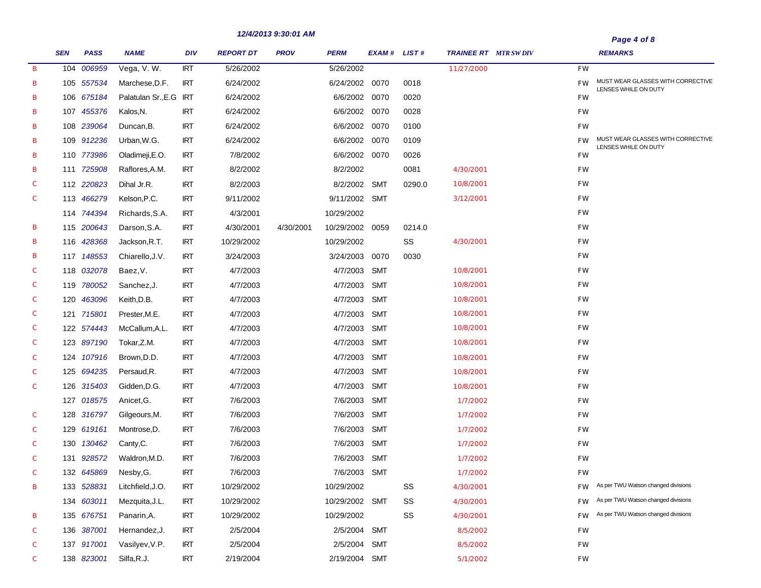12/4/2013 9:30:01 AM

| | SEN | PASS | NAME | DIV | REPORT DT | PROV | PERM | EXAM # | LIST # | TRAINEE RT | MTR SW DIV | | REMARKS |
|---|---|---|---|---|---|---|---|---|---|---|---|---|---|
| B | 104 | 006959 | Vega, V. W. | IRT | 5/26/2002 | | 5/26/2002 | | | 11/27/2000 | | FW | |
| B | 105 | 557534 | Marchese,D.F. | IRT | 6/24/2002 | | 6/24/2002 | 0070 | 0018 | | | FW | MUST WEAR GLASSES WITH CORRECTIVE LENSES WHILE ON DUTY |
| B | 106 | 675184 | Palatulan Sr.,E.G | IRT | 6/24/2002 | | 6/6/2002 | 0070 | 0020 | | | FW | |
| B | 107 | 455376 | Kalos,N. | IRT | 6/24/2002 | | 6/6/2002 | 0070 | 0028 | | | FW | |
| B | 108 | 239064 | Duncan,B. | IRT | 6/24/2002 | | 6/6/2002 | 0070 | 0100 | | | FW | |
| B | 109 | 912236 | Urban,W.G. | IRT | 6/24/2002 | | 6/6/2002 | 0070 | 0109 | | | FW | MUST WEAR GLASSES WITH CORRECTIVE LENSES WHILE ON DUTY |
| B | 110 | 773986 | Oladimeji,E.O. | IRT | 7/8/2002 | | 6/6/2002 | 0070 | 0026 | | | FW | |
| B | 111 | 725908 | Raflores,A.M. | IRT | 8/2/2002 | | 8/2/2002 | | 0081 | 4/30/2001 | | FW | |
| C | 112 | 220823 | Dihal Jr.R. | IRT | 8/2/2003 | | 8/2/2002 | SMT | 0290.0 | 10/8/2001 | | FW | |
| C | 113 | 466279 | Kelson,P.C. | IRT | 9/11/2002 | | 9/11/2002 | SMT | | 3/12/2001 | | FW | |
| | 114 | 744394 | Richards,S.A. | IRT | 4/3/2001 | | 10/29/2002 | | | | | FW | |
| B | 115 | 200643 | Darson,S.A. | IRT | 4/30/2001 | 4/30/2001 | 10/29/2002 | 0059 | 0214.0 | | | FW | |
| B | 116 | 428368 | Jackson,R.T. | IRT | 10/29/2002 | | 10/29/2002 | | SS | 4/30/2001 | | FW | |
| B | 117 | 148553 | Chiarello,J.V. | IRT | 3/24/2003 | | 3/24/2003 | 0070 | 0030 | | | FW | |
| C | 118 | 032078 | Baez,V. | IRT | 4/7/2003 | | 4/7/2003 | SMT | | 10/8/2001 | | FW | |
| C | 119 | 780052 | Sanchez,J. | IRT | 4/7/2003 | | 4/7/2003 | SMT | | 10/8/2001 | | FW | |
| C | 120 | 463096 | Keith,D.B. | IRT | 4/7/2003 | | 4/7/2003 | SMT | | 10/8/2001 | | FW | |
| C | 121 | 715801 | Prester,M.E. | IRT | 4/7/2003 | | 4/7/2003 | SMT | | 10/8/2001 | | FW | |
| C | 122 | 574443 | McCallum,A.L. | IRT | 4/7/2003 | | 4/7/2003 | SMT | | 10/8/2001 | | FW | |
| C | 123 | 897190 | Tokar,Z.M. | IRT | 4/7/2003 | | 4/7/2003 | SMT | | 10/8/2001 | | FW | |
| C | 124 | 107916 | Brown,D.D. | IRT | 4/7/2003 | | 4/7/2003 | SMT | | 10/8/2001 | | FW | |
| C | 125 | 694235 | Persaud,R. | IRT | 4/7/2003 | | 4/7/2003 | SMT | | 10/8/2001 | | FW | |
| C | 126 | 315403 | Gidden,D.G. | IRT | 4/7/2003 | | 4/7/2003 | SMT | | 10/8/2001 | | FW | |
| | 127 | 018575 | Anicet,G. | IRT | 7/6/2003 | | 7/6/2003 | SMT | | 1/7/2002 | | FW | |
| C | 128 | 316797 | Gilgeours,M. | IRT | 7/6/2003 | | 7/6/2003 | SMT | | 1/7/2002 | | FW | |
| C | 129 | 619161 | Montrose,D. | IRT | 7/6/2003 | | 7/6/2003 | SMT | | 1/7/2002 | | FW | |
| C | 130 | 130462 | Canty,C. | IRT | 7/6/2003 | | 7/6/2003 | SMT | | 1/7/2002 | | FW | |
| C | 131 | 928572 | Waldron,M.D. | IRT | 7/6/2003 | | 7/6/2003 | SMT | | 1/7/2002 | | FW | |
| C | 132 | 645869 | Nesby,G. | IRT | 7/6/2003 | | 7/6/2003 | SMT | | 1/7/2002 | | FW | |
| B | 133 | 528831 | Litchfield,J.O. | IRT | 10/29/2002 | | 10/29/2002 | | SS | 4/30/2001 | | FW | As per TWU Watson changed divisions |
| | 134 | 603011 | Mezquita,J.L. | IRT | 10/29/2002 | | 10/29/2002 | SMT | SS | 4/30/2001 | | FW | As per TWU Watson changed divisions |
| B | 135 | 676751 | Panarin,A. | IRT | 10/29/2002 | | 10/29/2002 | | SS | 4/30/2001 | | FW | As per TWU Watson changed divisions |
| C | 136 | 387001 | Hernandez,J. | IRT | 2/5/2004 | | 2/5/2004 | SMT | | 8/5/2002 | | FW | |
| C | 137 | 917001 | Vasilyev,V.P. | IRT | 2/5/2004 | | 2/5/2004 | SMT | | 8/5/2002 | | FW | |
| C | 138 | 823001 | Silfa,R.J. | IRT | 2/19/2004 | | 2/19/2004 | SMT | | 5/1/2002 | | FW | |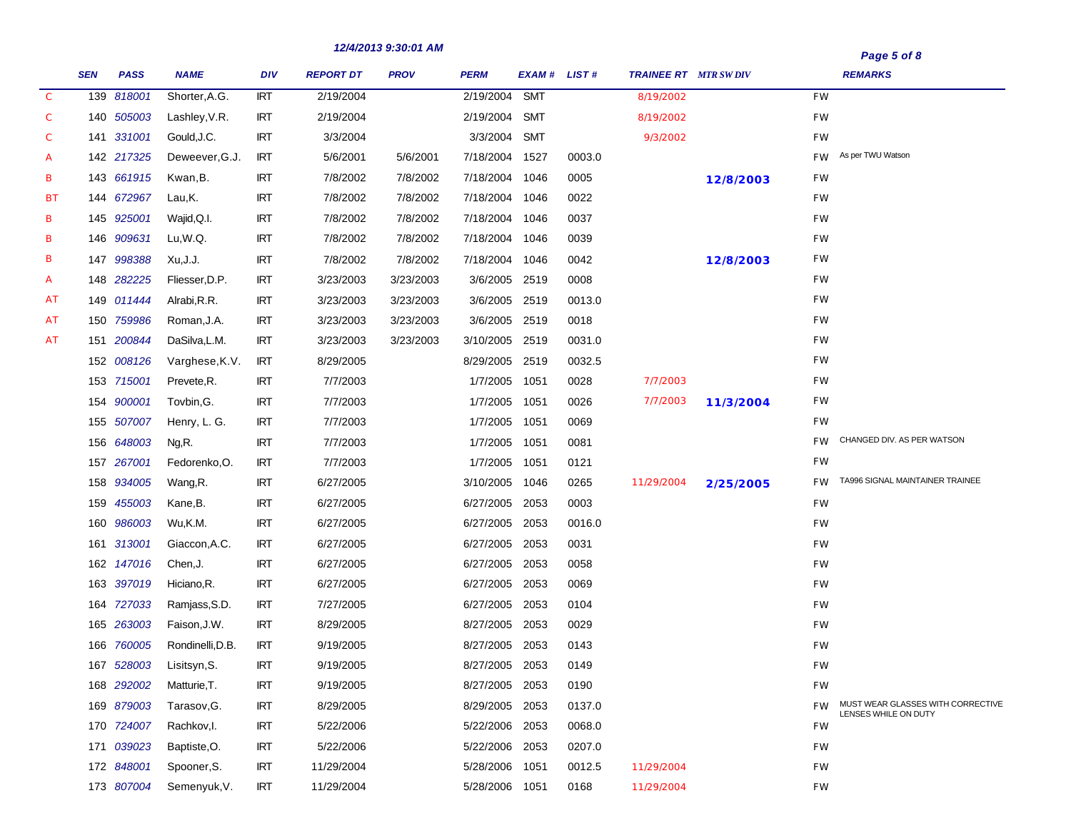12/4/2013 9:30:01 AM

| | SEN | PASS | NAME | DIV | REPORT DT | PROV | PERM | EXAM # | LIST # | TRAINEE RT | MTR SW DIV | | REMARKS |
|---|---|---|---|---|---|---|---|---|---|---|---|---|---|
| C | 139 | 818001 | Shorter,A.G. | IRT | 2/19/2004 | | 2/19/2004 | SMT | | 8/19/2002 | | FW | |
| C | 140 | 505003 | Lashley,V.R. | IRT | 2/19/2004 | | 2/19/2004 | SMT | | 8/19/2002 | | FW | |
| C | 141 | 331001 | Gould,J.C. | IRT | 3/3/2004 | | 3/3/2004 | SMT | | 9/3/2002 | | FW | |
| A | 142 | 217325 | Deweever,G.J. | IRT | 5/6/2001 | 5/6/2001 | 7/18/2004 | 1527 | 0003.0 | | | FW | As per TWU Watson |
| B | 143 | 661915 | Kwan,B. | IRT | 7/8/2002 | 7/8/2002 | 7/18/2004 | 1046 | 0005 | | 12/8/2003 | FW | |
| BT | 144 | 672967 | Lau,K. | IRT | 7/8/2002 | 7/8/2002 | 7/18/2004 | 1046 | 0022 | | | FW | |
| B | 145 | 925001 | Wajid,Q.I. | IRT | 7/8/2002 | 7/8/2002 | 7/18/2004 | 1046 | 0037 | | | FW | |
| B | 146 | 909631 | Lu,W.Q. | IRT | 7/8/2002 | 7/8/2002 | 7/18/2004 | 1046 | 0039 | | | FW | |
| B | 147 | 998388 | Xu,J.J. | IRT | 7/8/2002 | 7/8/2002 | 7/18/2004 | 1046 | 0042 | | 12/8/2003 | FW | |
| A | 148 | 282225 | Fliesser,D.P. | IRT | 3/23/2003 | 3/23/2003 | 3/6/2005 | 2519 | 0008 | | | FW | |
| AT | 149 | 011444 | Alrabi,R.R. | IRT | 3/23/2003 | 3/23/2003 | 3/6/2005 | 2519 | 0013.0 | | | FW | |
| AT | 150 | 759986 | Roman,J.A. | IRT | 3/23/2003 | 3/23/2003 | 3/6/2005 | 2519 | 0018 | | | FW | |
| AT | 151 | 200844 | DaSilva,L.M. | IRT | 3/23/2003 | 3/23/2003 | 3/10/2005 | 2519 | 0031.0 | | | FW | |
| | 152 | 008126 | Varghese,K.V. | IRT | 8/29/2005 | | 8/29/2005 | 2519 | 0032.5 | | | FW | |
| | 153 | 715001 | Prevete,R. | IRT | 7/7/2003 | | 1/7/2005 | 1051 | 0028 | 7/7/2003 | | FW | |
| | 154 | 900001 | Tovbin,G. | IRT | 7/7/2003 | | 1/7/2005 | 1051 | 0026 | 7/7/2003 | 11/3/2004 | FW | |
| | 155 | 507007 | Henry, L. G. | IRT | 7/7/2003 | | 1/7/2005 | 1051 | 0069 | | | FW | |
| | 156 | 648003 | Ng,R. | IRT | 7/7/2003 | | 1/7/2005 | 1051 | 0081 | | | FW | CHANGED DIV. AS PER WATSON |
| | 157 | 267001 | Fedorenko,O. | IRT | 7/7/2003 | | 1/7/2005 | 1051 | 0121 | | | FW | |
| | 158 | 934005 | Wang,R. | IRT | 6/27/2005 | | 3/10/2005 | 1046 | 0265 | 11/29/2004 | 2/25/2005 | FW | TA996 SIGNAL MAINTAINER TRAINEE |
| | 159 | 455003 | Kane,B. | IRT | 6/27/2005 | | 6/27/2005 | 2053 | 0003 | | | FW | |
| | 160 | 986003 | Wu,K.M. | IRT | 6/27/2005 | | 6/27/2005 | 2053 | 0016.0 | | | FW | |
| | 161 | 313001 | Giaccon,A.C. | IRT | 6/27/2005 | | 6/27/2005 | 2053 | 0031 | | | FW | |
| | 162 | 147016 | Chen,J. | IRT | 6/27/2005 | | 6/27/2005 | 2053 | 0058 | | | FW | |
| | 163 | 397019 | Hiciano,R. | IRT | 6/27/2005 | | 6/27/2005 | 2053 | 0069 | | | FW | |
| | 164 | 727033 | Ramjass,S.D. | IRT | 7/27/2005 | | 6/27/2005 | 2053 | 0104 | | | FW | |
| | 165 | 263003 | Faison,J.W. | IRT | 8/29/2005 | | 8/27/2005 | 2053 | 0029 | | | FW | |
| | 166 | 760005 | Rondinelli,D.B. | IRT | 9/19/2005 | | 8/27/2005 | 2053 | 0143 | | | FW | |
| | 167 | 528003 | Lisitsyn,S. | IRT | 9/19/2005 | | 8/27/2005 | 2053 | 0149 | | | FW | |
| | 168 | 292002 | Matturie,T. | IRT | 9/19/2005 | | 8/27/2005 | 2053 | 0190 | | | FW | |
| | 169 | 879003 | Tarasov,G. | IRT | 8/29/2005 | | 8/29/2005 | 2053 | 0137.0 | | | FW | MUST WEAR GLASSES WITH CORRECTIVE LENSES WHILE ON DUTY |
| | 170 | 724007 | Rachkov,I. | IRT | 5/22/2006 | | 5/22/2006 | 2053 | 0068.0 | | | FW | |
| | 171 | 039023 | Baptiste,O. | IRT | 5/22/2006 | | 5/22/2006 | 2053 | 0207.0 | | | FW | |
| | 172 | 848001 | Spooner,S. | IRT | 11/29/2004 | | 5/28/2006 | 1051 | 0012.5 | 11/29/2004 | | FW | |
| | 173 | 807004 | Semenyuk,V. | IRT | 11/29/2004 | | 5/28/2006 | 1051 | 0168 | 11/29/2004 | | FW | |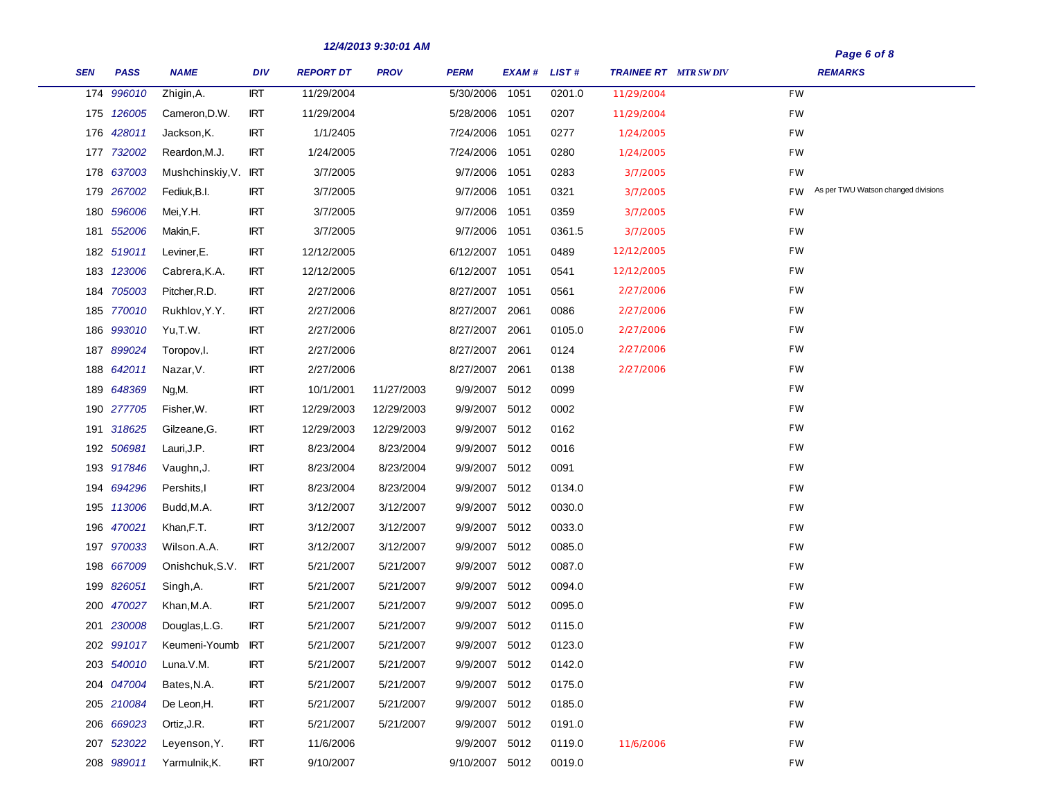12/4/2013 9:30:01 AM

| SEN | PASS | NAME | DIV | REPORT DT | PROV | PERM | EXAM # | LIST # | TRAINEE RT | MTR SW DIV | | REMARKS |
|---|---|---|---|---|---|---|---|---|---|---|---|---|
| 174 | 996010 | Zhigin,A. | IRT | 11/29/2004 | | 5/30/2006 | 1051 | 0201.0 | 11/29/2004 | | FW | |
| 175 | 126005 | Cameron,D.W. | IRT | 11/29/2004 | | 5/28/2006 | 1051 | 0207 | 11/29/2004 | | FW | |
| 176 | 428011 | Jackson,K. | IRT | 1/1/2405 | | 7/24/2006 | 1051 | 0277 | 1/24/2005 | | FW | |
| 177 | 732002 | Reardon,M.J. | IRT | 1/24/2005 | | 7/24/2006 | 1051 | 0280 | 1/24/2005 | | FW | |
| 178 | 637003 | Mushchinskiy,V. | IRT | 3/7/2005 | | 9/7/2006 | 1051 | 0283 | 3/7/2005 | | FW | |
| 179 | 267002 | Fediuk,B.I. | IRT | 3/7/2005 | | 9/7/2006 | 1051 | 0321 | 3/7/2005 | | FW | As per TWU Watson changed divisions |
| 180 | 596006 | Mei,Y.H. | IRT | 3/7/2005 | | 9/7/2006 | 1051 | 0359 | 3/7/2005 | | FW | |
| 181 | 552006 | Makin,F. | IRT | 3/7/2005 | | 9/7/2006 | 1051 | 0361.5 | 3/7/2005 | | FW | |
| 182 | 519011 | Leviner,E. | IRT | 12/12/2005 | | 6/12/2007 | 1051 | 0489 | 12/12/2005 | | FW | |
| 183 | 123006 | Cabrera,K.A. | IRT | 12/12/2005 | | 6/12/2007 | 1051 | 0541 | 12/12/2005 | | FW | |
| 184 | 705003 | Pitcher,R.D. | IRT | 2/27/2006 | | 8/27/2007 | 1051 | 0561 | 2/27/2006 | | FW | |
| 185 | 770010 | Rukhlov,Y.Y. | IRT | 2/27/2006 | | 8/27/2007 | 2061 | 0086 | 2/27/2006 | | FW | |
| 186 | 993010 | Yu,T.W. | IRT | 2/27/2006 | | 8/27/2007 | 2061 | 0105.0 | 2/27/2006 | | FW | |
| 187 | 899024 | Toropov,I. | IRT | 2/27/2006 | | 8/27/2007 | 2061 | 0124 | 2/27/2006 | | FW | |
| 188 | 642011 | Nazar,V. | IRT | 2/27/2006 | | 8/27/2007 | 2061 | 0138 | 2/27/2006 | | FW | |
| 189 | 648369 | Ng,M. | IRT | 10/1/2001 | 11/27/2003 | 9/9/2007 | 5012 | 0099 | | | FW | |
| 190 | 277705 | Fisher,W. | IRT | 12/29/2003 | 12/29/2003 | 9/9/2007 | 5012 | 0002 | | | FW | |
| 191 | 318625 | Gilzeane,G. | IRT | 12/29/2003 | 12/29/2003 | 9/9/2007 | 5012 | 0162 | | | FW | |
| 192 | 506981 | Lauri,J.P. | IRT | 8/23/2004 | 8/23/2004 | 9/9/2007 | 5012 | 0016 | | | FW | |
| 193 | 917846 | Vaughn,J. | IRT | 8/23/2004 | 8/23/2004 | 9/9/2007 | 5012 | 0091 | | | FW | |
| 194 | 694296 | Pershits,I | IRT | 8/23/2004 | 8/23/2004 | 9/9/2007 | 5012 | 0134.0 | | | FW | |
| 195 | 113006 | Budd,M.A. | IRT | 3/12/2007 | 3/12/2007 | 9/9/2007 | 5012 | 0030.0 | | | FW | |
| 196 | 470021 | Khan,F.T. | IRT | 3/12/2007 | 3/12/2007 | 9/9/2007 | 5012 | 0033.0 | | | FW | |
| 197 | 970033 | Wilson.A.A. | IRT | 3/12/2007 | 3/12/2007 | 9/9/2007 | 5012 | 0085.0 | | | FW | |
| 198 | 667009 | Onishchuk,S.V. | IRT | 5/21/2007 | 5/21/2007 | 9/9/2007 | 5012 | 0087.0 | | | FW | |
| 199 | 826051 | Singh,A. | IRT | 5/21/2007 | 5/21/2007 | 9/9/2007 | 5012 | 0094.0 | | | FW | |
| 200 | 470027 | Khan,M.A. | IRT | 5/21/2007 | 5/21/2007 | 9/9/2007 | 5012 | 0095.0 | | | FW | |
| 201 | 230008 | Douglas,L.G. | IRT | 5/21/2007 | 5/21/2007 | 9/9/2007 | 5012 | 0115.0 | | | FW | |
| 202 | 991017 | Keumeni-Youmb | IRT | 5/21/2007 | 5/21/2007 | 9/9/2007 | 5012 | 0123.0 | | | FW | |
| 203 | 540010 | Luna.V.M. | IRT | 5/21/2007 | 5/21/2007 | 9/9/2007 | 5012 | 0142.0 | | | FW | |
| 204 | 047004 | Bates,N.A. | IRT | 5/21/2007 | 5/21/2007 | 9/9/2007 | 5012 | 0175.0 | | | FW | |
| 205 | 210084 | De Leon,H. | IRT | 5/21/2007 | 5/21/2007 | 9/9/2007 | 5012 | 0185.0 | | | FW | |
| 206 | 669023 | Ortiz,J.R. | IRT | 5/21/2007 | 5/21/2007 | 9/9/2007 | 5012 | 0191.0 | | | FW | |
| 207 | 523022 | Leyenson,Y. | IRT | 11/6/2006 | | 9/9/2007 | 5012 | 0119.0 | 11/6/2006 | | FW | |
| 208 | 989011 | Yarmulnik,K. | IRT | 9/10/2007 | | 9/10/2007 | 5012 | 0019.0 | | | FW | |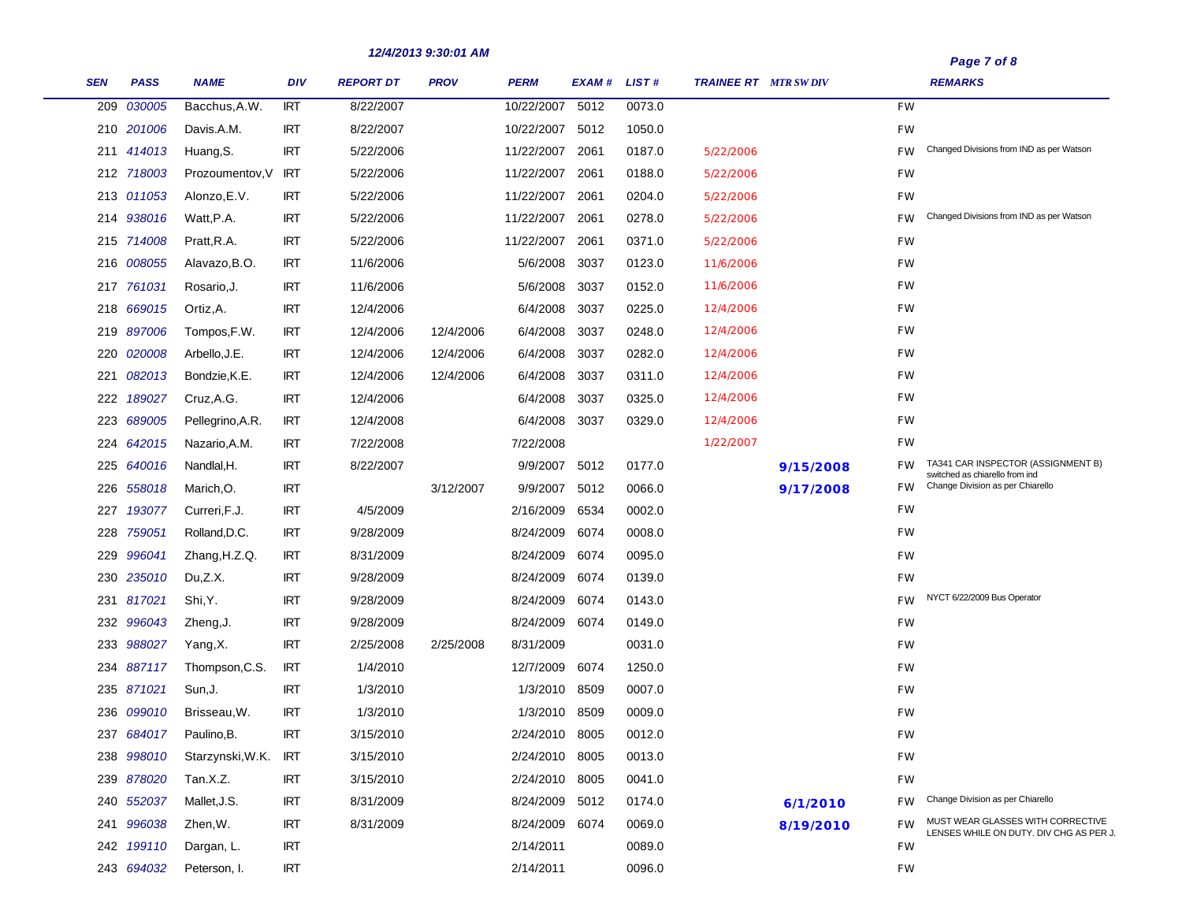12/4/2013 9:30:01 AM

| SEN | PASS | NAME | DIV | REPORT DT | PROV | PERM | EXAM # | LIST # | TRAINEE RT | MTR SW DIV | | REMARKS |
|---|---|---|---|---|---|---|---|---|---|---|---|---|
| 209 | 030005 | Bacchus,A.W. | IRT | 8/22/2007 | | 10/22/2007 | 5012 | 0073.0 | | | FW | |
| 210 | 201006 | Davis.A.M. | IRT | 8/22/2007 | | 10/22/2007 | 5012 | 1050.0 | | | FW | |
| 211 | 414013 | Huang,S. | IRT | 5/22/2006 | | 11/22/2007 | 2061 | 0187.0 | 5/22/2006 | | FW | Changed Divisions from IND as per Watson |
| 212 | 718003 | Prozoumentov,V | IRT | 5/22/2006 | | 11/22/2007 | 2061 | 0188.0 | 5/22/2006 | | FW | |
| 213 | 011053 | Alonzo,E.V. | IRT | 5/22/2006 | | 11/22/2007 | 2061 | 0204.0 | 5/22/2006 | | FW | |
| 214 | 938016 | Watt,P.A. | IRT | 5/22/2006 | | 11/22/2007 | 2061 | 0278.0 | 5/22/2006 | | FW | Changed Divisions from IND as per Watson |
| 215 | 714008 | Pratt,R.A. | IRT | 5/22/2006 | | 11/22/2007 | 2061 | 0371.0 | 5/22/2006 | | FW | |
| 216 | 008055 | Alavazo,B.O. | IRT | 11/6/2006 | | 5/6/2008 | 3037 | 0123.0 | 11/6/2006 | | FW | |
| 217 | 761031 | Rosario,J. | IRT | 11/6/2006 | | 5/6/2008 | 3037 | 0152.0 | 11/6/2006 | | FW | |
| 218 | 669015 | Ortiz,A. | IRT | 12/4/2006 | | 6/4/2008 | 3037 | 0225.0 | 12/4/2006 | | FW | |
| 219 | 897006 | Tompos,F.W. | IRT | 12/4/2006 | 12/4/2006 | 6/4/2008 | 3037 | 0248.0 | 12/4/2006 | | FW | |
| 220 | 020008 | Arbello,J.E. | IRT | 12/4/2006 | 12/4/2006 | 6/4/2008 | 3037 | 0282.0 | 12/4/2006 | | FW | |
| 221 | 082013 | Bondzie,K.E. | IRT | 12/4/2006 | 12/4/2006 | 6/4/2008 | 3037 | 0311.0 | 12/4/2006 | | FW | |
| 222 | 189027 | Cruz,A.G. | IRT | 12/4/2006 | | 6/4/2008 | 3037 | 0325.0 | 12/4/2006 | | FW | |
| 223 | 689005 | Pellegrino,A.R. | IRT | 12/4/2008 | | 6/4/2008 | 3037 | 0329.0 | 12/4/2006 | | FW | |
| 224 | 642015 | Nazario,A.M. | IRT | 7/22/2008 | | 7/22/2008 | | | 1/22/2007 | | FW | |
| 225 | 640016 | Nandlal,H. | IRT | 8/22/2007 | | 9/9/2007 | 5012 | 0177.0 | | 9/15/2008 | FW | TA341 CAR INSPECTOR (ASSIGNMENT B) switched as chiarello from ind |
| 226 | 558018 | Marich,O. | IRT | | 3/12/2007 | 9/9/2007 | 5012 | 0066.0 | | 9/17/2008 | FW | Change Division as per Chiarello |
| 227 | 193077 | Curreri,F.J. | IRT | 4/5/2009 | | 2/16/2009 | 6534 | 0002.0 | | | FW | |
| 228 | 759051 | Rolland,D.C. | IRT | 9/28/2009 | | 8/24/2009 | 6074 | 0008.0 | | | FW | |
| 229 | 996041 | Zhang,H.Z.Q. | IRT | 8/31/2009 | | 8/24/2009 | 6074 | 0095.0 | | | FW | |
| 230 | 235010 | Du,Z.X. | IRT | 9/28/2009 | | 8/24/2009 | 6074 | 0139.0 | | | FW | |
| 231 | 817021 | Shi,Y. | IRT | 9/28/2009 | | 8/24/2009 | 6074 | 0143.0 | | | FW | NYCT 6/22/2009 Bus Operator |
| 232 | 996043 | Zheng,J. | IRT | 9/28/2009 | | 8/24/2009 | 6074 | 0149.0 | | | FW | |
| 233 | 988027 | Yang,X. | IRT | 2/25/2008 | 2/25/2008 | 8/31/2009 | | 0031.0 | | | FW | |
| 234 | 887117 | Thompson,C.S. | IRT | 1/4/2010 | | 12/7/2009 | 6074 | 1250.0 | | | FW | |
| 235 | 871021 | Sun,J. | IRT | 1/3/2010 | | 1/3/2010 | 8509 | 0007.0 | | | FW | |
| 236 | 099010 | Brisseau,W. | IRT | 1/3/2010 | | 1/3/2010 | 8509 | 0009.0 | | | FW | |
| 237 | 684017 | Paulino,B. | IRT | 3/15/2010 | | 2/24/2010 | 8005 | 0012.0 | | | FW | |
| 238 | 998010 | Starzynski,W.K. | IRT | 3/15/2010 | | 2/24/2010 | 8005 | 0013.0 | | | FW | |
| 239 | 878020 | Tan.X.Z. | IRT | 3/15/2010 | | 2/24/2010 | 8005 | 0041.0 | | | FW | |
| 240 | 552037 | Mallet,J.S. | IRT | 8/31/2009 | | 8/24/2009 | 5012 | 0174.0 | | 6/1/2010 | FW | Change Division as per Chiarello |
| 241 | 996038 | Zhen,W. | IRT | 8/31/2009 | | 8/24/2009 | 6074 | 0069.0 | | 8/19/2010 | FW | MUST WEAR GLASSES WITH CORRECTIVE LENSES WHILE ON DUTY. DIV CHG AS PER J. |
| 242 | 199110 | Dargan, L. | IRT | | | 2/14/2011 | | 0089.0 | | | FW | |
| 243 | 694032 | Peterson, I. | IRT | | | 2/14/2011 | | 0096.0 | | | FW | |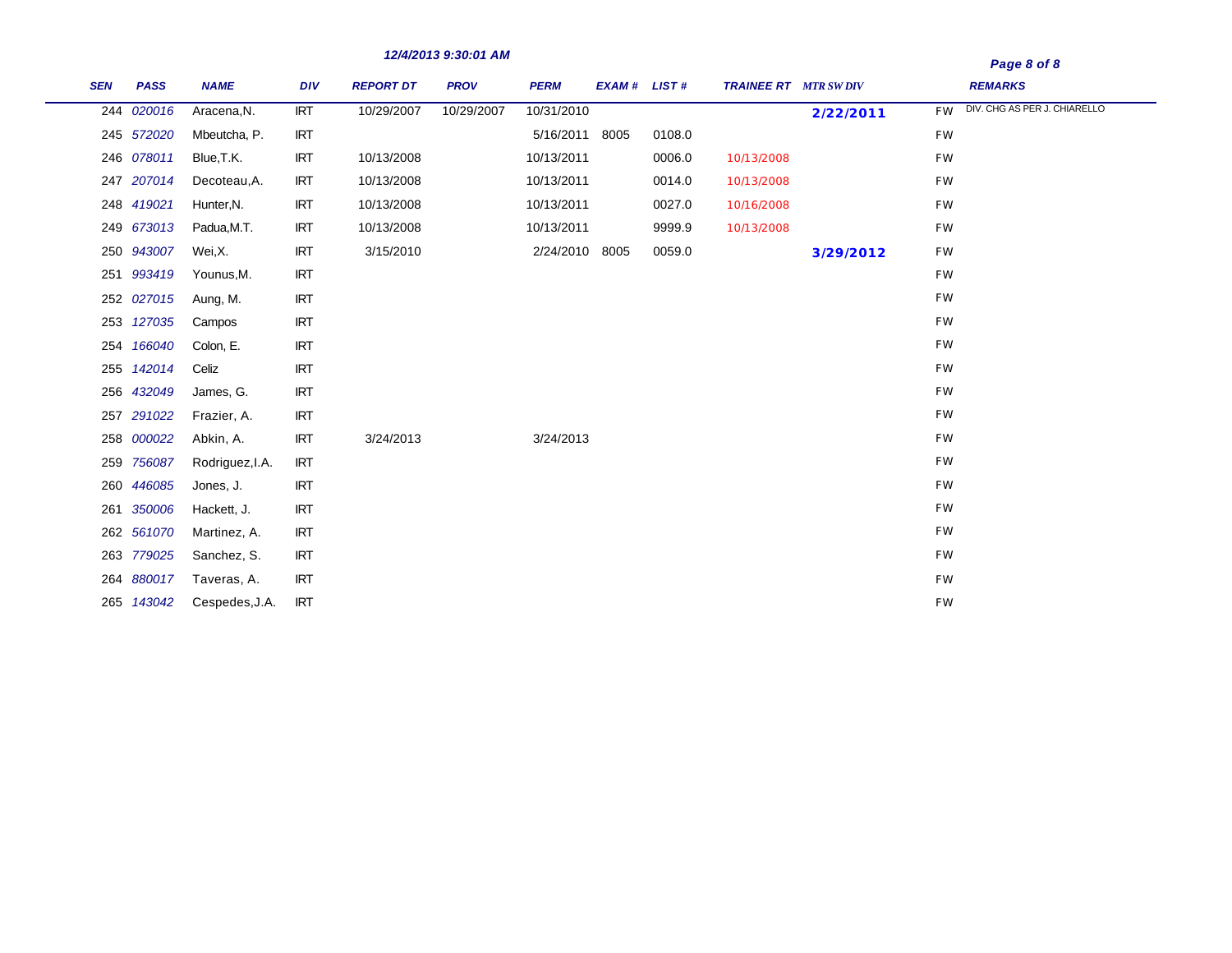12/4/2013 9:30:01 AM

| SEN | PASS | NAME | DIV | REPORT DT | PROV | PERM | EXAM # | LIST # | TRAINEE RT | MTR SW DIV | | REMARKS |
|---|---|---|---|---|---|---|---|---|---|---|---|---|
| 244 | 020016 | Aracena,N. | IRT | 10/29/2007 | 10/29/2007 | 10/31/2010 | | | | 2/22/2011 | FW | DIV. CHG AS PER J. CHIARELLO |
| 245 | 572020 | Mbeutcha, P. | IRT | | | 5/16/2011 | 8005 | 0108.0 | | | FW | |
| 246 | 078011 | Blue,T.K. | IRT | 10/13/2008 | | 10/13/2011 | | 0006.0 | 10/13/2008 | | FW | |
| 247 | 207014 | Decoteau,A. | IRT | 10/13/2008 | | 10/13/2011 | | 0014.0 | 10/13/2008 | | FW | |
| 248 | 419021 | Hunter,N. | IRT | 10/13/2008 | | 10/13/2011 | | 0027.0 | 10/16/2008 | | FW | |
| 249 | 673013 | Padua,M.T. | IRT | 10/13/2008 | | 10/13/2011 | | 9999.9 | 10/13/2008 | | FW | |
| 250 | 943007 | Wei,X. | IRT | 3/15/2010 | | 2/24/2010 | 8005 | 0059.0 | | 3/29/2012 | FW | |
| 251 | 993419 | Younus,M. | IRT | | | | | | | | FW | |
| 252 | 027015 | Aung, M. | IRT | | | | | | | | FW | |
| 253 | 127035 | Campos | IRT | | | | | | | | FW | |
| 254 | 166040 | Colon, E. | IRT | | | | | | | | FW | |
| 255 | 142014 | Celiz | IRT | | | | | | | | FW | |
| 256 | 432049 | James, G. | IRT | | | | | | | | FW | |
| 257 | 291022 | Frazier, A. | IRT | | | | | | | | FW | |
| 258 | 000022 | Abkin, A. | IRT | 3/24/2013 | | 3/24/2013 | | | | | FW | |
| 259 | 756087 | Rodriguez,I.A. | IRT | | | | | | | | FW | |
| 260 | 446085 | Jones, J. | IRT | | | | | | | | FW | |
| 261 | 350006 | Hackett, J. | IRT | | | | | | | | FW | |
| 262 | 561070 | Martinez, A. | IRT | | | | | | | | FW | |
| 263 | 779025 | Sanchez, S. | IRT | | | | | | | | FW | |
| 264 | 880017 | Taveras, A. | IRT | | | | | | | | FW | |
| 265 | 143042 | Cespedes,J.A. | IRT | | | | | | | | FW | |